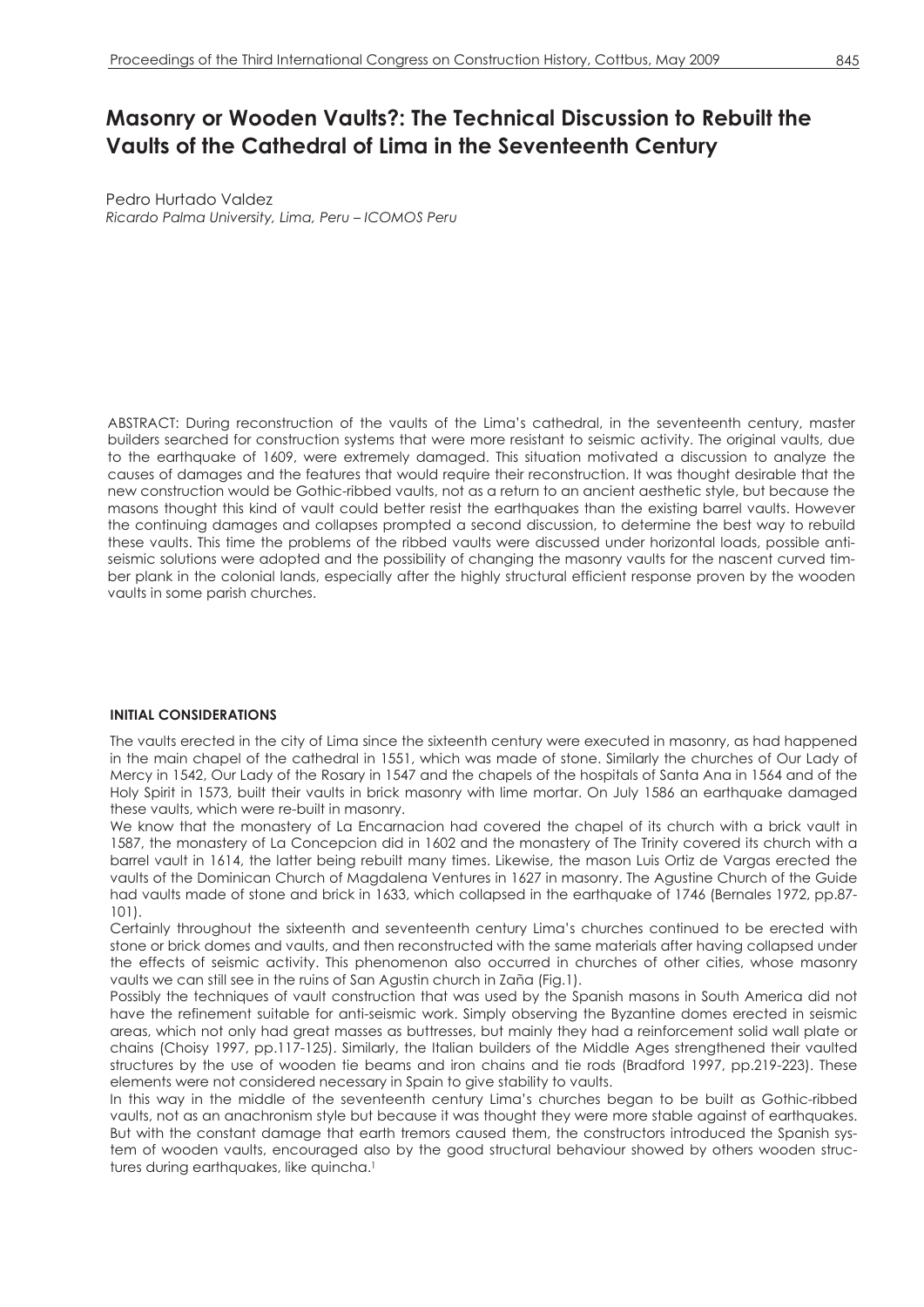# Masonry or Wooden Vaults?: The Technical Discussion to Rebuilt the Vaults of the Cathedral of Lima in the Seventeenth Century

Pedro Hurtado Valdez
*Ricardo Palma University, Lima, Peru – ICOMOS Peru*

ABSTRACT: During reconstruction of the vaults of the Lima's cathedral, in the seventeenth century, master builders searched for construction systems that were more resistant to seismic activity. The original vaults, due to the earthquake of 1609, were extremely damaged. This situation motivated a discussion to analyze the causes of damages and the features that would require their reconstruction. It was thought desirable that the new construction would be Gothic-ribbed vaults, not as a return to an ancient aesthetic style, but because the masons thought this kind of vault could better resist the earthquakes than the existing barrel vaults. However the continuing damages and collapses prompted a second discussion, to determine the best way to rebuild these vaults. This time the problems of the ribbed vaults were discussed under horizontal loads, possible anti-seismic solutions were adopted and the possibility of changing the masonry vaults for the nascent curved timber plank in the colonial lands, especially after the highly structural efficient response proven by the wooden vaults in some parish churches.

## INITIAL CONSIDERATIONS

The vaults erected in the city of Lima since the sixteenth century were executed in masonry, as had happened in the main chapel of the cathedral in 1551, which was made of stone. Similarly the churches of Our Lady of Mercy in 1542, Our Lady of the Rosary in 1547 and the chapels of the hospitals of Santa Ana in 1564 and of the Holy Spirit in 1573, built their vaults in brick masonry with lime mortar. On July 1586 an earthquake damaged these vaults, which were re-built in masonry.

We know that the monastery of La Encarnacion had covered the chapel of its church with a brick vault in 1587, the monastery of La Concepcion did in 1602 and the monastery of The Trinity covered its church with a barrel vault in 1614, the latter being rebuilt many times. Likewise, the mason Luis Ortiz de Vargas erected the vaults of the Dominican Church of Magdalena Ventures in 1627 in masonry. The Agustine Church of the Guide had vaults made of stone and brick in 1633, which collapsed in the earthquake of 1746 (Bernales 1972, pp.87-101).

Certainly throughout the sixteenth and seventeenth century Lima's churches continued to be erected with stone or brick domes and vaults, and then reconstructed with the same materials after having collapsed under the effects of seismic activity. This phenomenon also occurred in churches of other cities, whose masonry vaults we can still see in the ruins of San Agustin church in Zaña (Fig.1).

Possibly the techniques of vault construction that was used by the Spanish masons in South America did not have the refinement suitable for anti-seismic work. Simply observing the Byzantine domes erected in seismic areas, which not only had great masses as buttresses, but mainly they had a reinforcement solid wall plate or chains (Choisy 1997, pp.117-125). Similarly, the Italian builders of the Middle Ages strengthened their vaulted structures by the use of wooden tie beams and iron chains and tie rods (Bradford 1997, pp.219-223). These elements were not considered necessary in Spain to give stability to vaults.

In this way in the middle of the seventeenth century Lima's churches began to be built as Gothic-ribbed vaults, not as an anachronism style but because it was thought they were more stable against of earthquakes. But with the constant damage that earth tremors caused them, the constructors introduced the Spanish system of wooden vaults, encouraged also by the good structural behaviour showed by others wooden structures during earthquakes, like quincha.[1]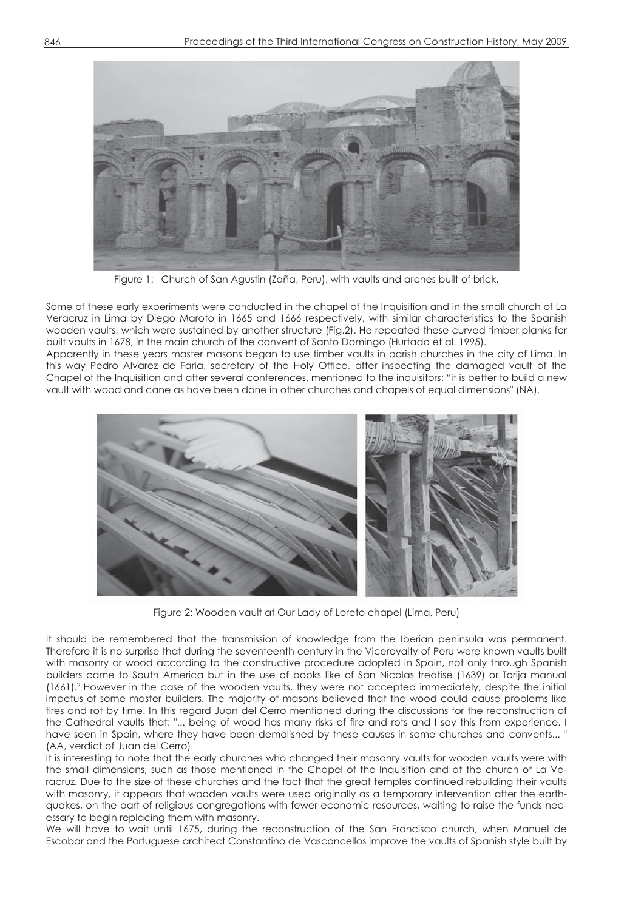Figure 1: Church of San Agustin (Zaña, Peru), with vaults and arches built of brick.

Some of these early experiments were conducted in the chapel of the Inquisition and in the small church of La Veracruz in Lima by Diego Maroto in 1665 and 1666 respectively, with similar characteristics to the Spanish wooden vaults, which were sustained by another structure (Fig.2). He repeated these curved timber planks for built vaults in 1678, in the main church of the convent of Santo Domingo (Hurtado et al. 1995).

Apparently in these years master masons began to use timber vaults in parish churches in the city of Lima. In this way Pedro Alvarez de Faria, secretary of the Holy Office, after inspecting the damaged vault of the Chapel of the Inquisition and after several conferences, mentioned to the inquisitors: "it is better to build a new vault with wood and cane as have been done in other churches and chapels of equal dimensions" (NA).

Figure 2: Wooden vault at Our Lady of Loreto chapel (Lima, Peru)

It should be remembered that the transmission of knowledge from the Iberian peninsula was permanent. Therefore it is no surprise that during the seventeenth century in the Viceroyalty of Peru were known vaults built with masonry or wood according to the constructive procedure adopted in Spain, not only through Spanish builders came to South America but in the use of books like of San Nicolas treatise (1639) or Torija manual (1661).[2] However in the case of the wooden vaults, they were not accepted immediately, despite the initial impetus of some master builders. The majority of masons believed that the wood could cause problems like fires and rot by time. In this regard Juan del Cerro mentioned during the discussions for the reconstruction of the Cathedral vaults that: "... being of wood has many risks of fire and rots and I say this from experience. I have seen in Spain, where they have been demolished by these causes in some churches and convents... " (AA, verdict of Juan del Cerro).

It is interesting to note that the early churches who changed their masonry vaults for wooden vaults were with the small dimensions, such as those mentioned in the Chapel of the Inquisition and at the church of La Veracruz. Due to the size of these churches and the fact that the great temples continued rebuilding their vaults with masonry, it appears that wooden vaults were used originally as a temporary intervention after the earthquakes, on the part of religious congregations with fewer economic resources, waiting to raise the funds necessary to begin replacing them with masonry.

We will have to wait until 1675, during the reconstruction of the San Francisco church, when Manuel de Escobar and the Portuguese architect Constantino de Vasconcellos improve the vaults of Spanish style built by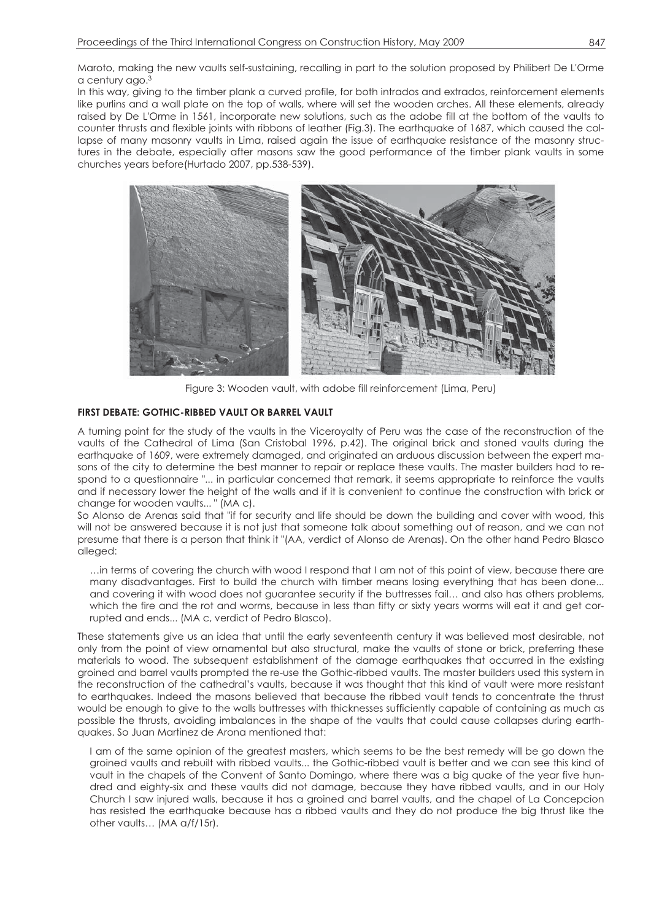Maroto, making the new vaults self-sustaining, recalling in part to the solution proposed by Philibert De L'Orme a century ago.[3]

In this way, giving to the timber plank a curved profile, for both intrados and extrados, reinforcement elements like purlins and a wall plate on the top of walls, where will set the wooden arches. All these elements, already raised by De L'Orme in 1561, incorporate new solutions, such as the adobe fill at the bottom of the vaults to counter thrusts and flexible joints with ribbons of leather (Fig.3). The earthquake of 1687, which caused the collapse of many masonry vaults in Lima, raised again the issue of earthquake resistance of the masonry structures in the debate, especially after masons saw the good performance of the timber plank vaults in some churches years before(Hurtado 2007, pp.538-539).

Figure 3: Wooden vault, with adobe fill reinforcement (Lima, Peru)

## FIRST DEBATE: GOTHIC-RIBBED VAULT OR BARREL VAULT

A turning point for the study of the vaults in the Viceroyalty of Peru was the case of the reconstruction of the vaults of the Cathedral of Lima (San Cristobal 1996, p.42). The original brick and stoned vaults during the earthquake of 1609, were extremely damaged, and originated an arduous discussion between the expert masons of the city to determine the best manner to repair or replace these vaults. The master builders had to respond to a questionnaire "... in particular concerned that remark, it seems appropriate to reinforce the vaults and if necessary lower the height of the walls and if it is convenient to continue the construction with brick or change for wooden vaults... " (MA c).

So Alonso de Arenas said that "if for security and life should be down the building and cover with wood, this will not be answered because it is not just that someone talk about something out of reason, and we can not presume that there is a person that think it "(AA, verdict of Alonso de Arenas). On the other hand Pedro Blasco alleged:

> …in terms of covering the church with wood I respond that I am not of this point of view, because there are many disadvantages. First to build the church with timber means losing everything that has been done... and covering it with wood does not guarantee security if the buttresses fail… and also has others problems, which the fire and the rot and worms, because in less than fifty or sixty years worms will eat it and get corrupted and ends... (MA c, verdict of Pedro Blasco).

These statements give us an idea that until the early seventeenth century it was believed most desirable, not only from the point of view ornamental but also structural, make the vaults of stone or brick, preferring these materials to wood. The subsequent establishment of the damage earthquakes that occurred in the existing groined and barrel vaults prompted the re-use the Gothic-ribbed vaults. The master builders used this system in the reconstruction of the cathedral's vaults, because it was thought that this kind of vault were more resistant to earthquakes. Indeed the masons believed that because the ribbed vault tends to concentrate the thrust would be enough to give to the walls buttresses with thicknesses sufficiently capable of containing as much as possible the thrusts, avoiding imbalances in the shape of the vaults that could cause collapses during earthquakes. So Juan Martinez de Arona mentioned that:

> I am of the same opinion of the greatest masters, which seems to be the best remedy will be go down the groined vaults and rebuilt with ribbed vaults... the Gothic-ribbed vault is better and we can see this kind of vault in the chapels of the Convent of Santo Domingo, where there was a big quake of the year five hundred and eighty-six and these vaults did not damage, because they have ribbed vaults, and in our Holy Church I saw injured walls, because it has a groined and barrel vaults, and the chapel of La Concepcion has resisted the earthquake because has a ribbed vaults and they do not produce the big thrust like the other vaults… (MA a/f/15r).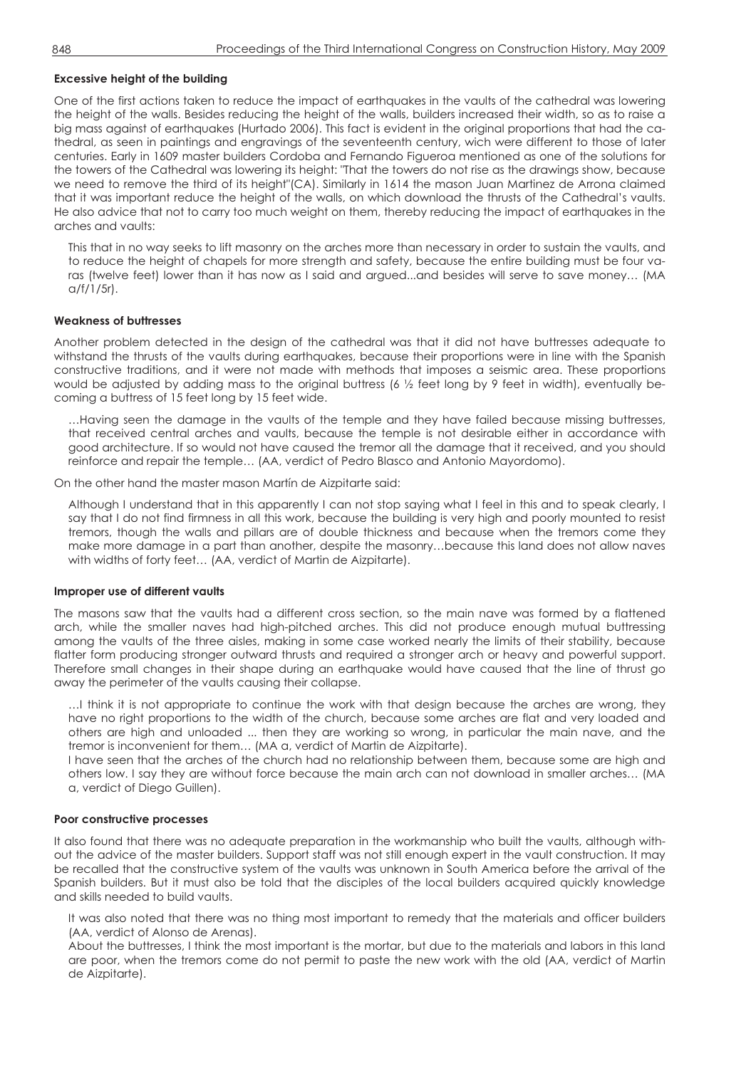#### Excessive height of the building

One of the first actions taken to reduce the impact of earthquakes in the vaults of the cathedral was lowering the height of the walls. Besides reducing the height of the walls, builders increased their width, so as to raise a big mass against of earthquakes (Hurtado 2006). This fact is evident in the original proportions that had the cathedral, as seen in paintings and engravings of the seventeenth century, wich were different to those of later centuries. Early in 1609 master builders Cordoba and Fernando Figueroa mentioned as one of the solutions for the towers of the Cathedral was lowering its height: "That the towers do not rise as the drawings show, because we need to remove the third of its height"(CA). Similarly in 1614 the mason Juan Martinez de Arrona claimed that it was important reduce the height of the walls, on which download the thrusts of the Cathedral's vaults. He also advice that not to carry too much weight on them, thereby reducing the impact of earthquakes in the arches and vaults:

> This that in no way seeks to lift masonry on the arches more than necessary in order to sustain the vaults, and to reduce the height of chapels for more strength and safety, because the entire building must be four varas (twelve feet) lower than it has now as I said and argued...and besides will serve to save money… (MA a/f/1/5r).

#### Weakness of buttresses

Another problem detected in the design of the cathedral was that it did not have buttresses adequate to withstand the thrusts of the vaults during earthquakes, because their proportions were in line with the Spanish constructive traditions, and it were not made with methods that imposes a seismic area. These proportions would be adjusted by adding mass to the original buttress (6 ½ feet long by 9 feet in width), eventually becoming a buttress of 15 feet long by 15 feet wide.

> …Having seen the damage in the vaults of the temple and they have failed because missing buttresses, that received central arches and vaults, because the temple is not desirable either in accordance with good architecture. If so would not have caused the tremor all the damage that it received, and you should reinforce and repair the temple… (AA, verdict of Pedro Blasco and Antonio Mayordomo).

On the other hand the master mason Martín de Aizpitarte said:

> Although I understand that in this apparently I can not stop saying what I feel in this and to speak clearly, I say that I do not find firmness in all this work, because the building is very high and poorly mounted to resist tremors, though the walls and pillars are of double thickness and because when the tremors come they make more damage in a part than another, despite the masonry…because this land does not allow naves with widths of forty feet… (AA, verdict of Martin de Aizpitarte).

#### Improper use of different vaults

The masons saw that the vaults had a different cross section, so the main nave was formed by a flattened arch, while the smaller naves had high-pitched arches. This did not produce enough mutual buttressing among the vaults of the three aisles, making in some case worked nearly the limits of their stability, because flatter form producing stronger outward thrusts and required a stronger arch or heavy and powerful support. Therefore small changes in their shape during an earthquake would have caused that the line of thrust go away the perimeter of the vaults causing their collapse.

> …I think it is not appropriate to continue the work with that design because the arches are wrong, they have no right proportions to the width of the church, because some arches are flat and very loaded and others are high and unloaded ... then they are working so wrong, in particular the main nave, and the tremor is inconvenient for them… (MA a, verdict of Martin de Aizpitarte).
>
> I have seen that the arches of the church had no relationship between them, because some are high and others low. I say they are without force because the main arch can not download in smaller arches… (MA a, verdict of Diego Guillen).

#### Poor constructive processes

It also found that there was no adequate preparation in the workmanship who built the vaults, although without the advice of the master builders. Support staff was not still enough expert in the vault construction. It may be recalled that the constructive system of the vaults was unknown in South America before the arrival of the Spanish builders. But it must also be told that the disciples of the local builders acquired quickly knowledge and skills needed to build vaults.

> It was also noted that there was no thing most important to remedy that the materials and officer builders (AA, verdict of Alonso de Arenas).
>
> About the buttresses, I think the most important is the mortar, but due to the materials and labors in this land are poor, when the tremors come do not permit to paste the new work with the old (AA, verdict of Martin de Aizpitarte).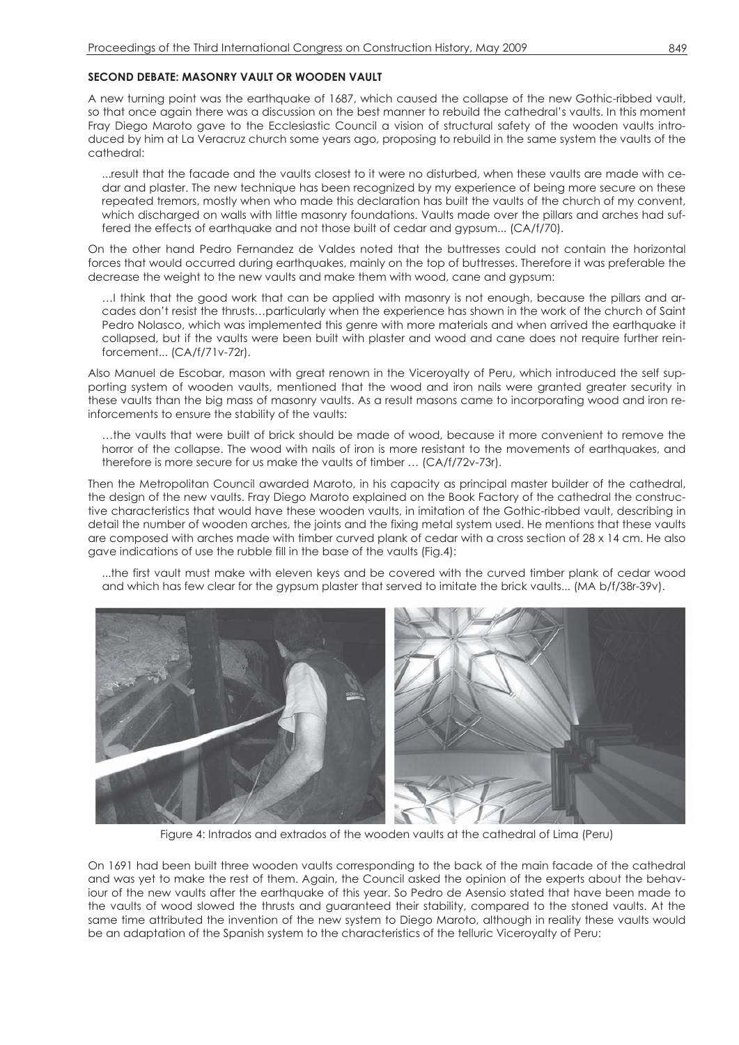### SECOND DEBATE: MASONRY VAULT OR WOODEN VAULT

A new turning point was the earthquake of 1687, which caused the collapse of the new Gothic-ribbed vault, so that once again there was a discussion on the best manner to rebuild the cathedral's vaults. In this moment Fray Diego Maroto gave to the Ecclesiastic Council a vision of structural safety of the wooden vaults introduced by him at La Veracruz church some years ago, proposing to rebuild in the same system the vaults of the cathedral:

> ...result that the facade and the vaults closest to it were no disturbed, when these vaults are made with cedar and plaster. The new technique has been recognized by my experience of being more secure on these repeated tremors, mostly when who made this declaration has built the vaults of the church of my convent, which discharged on walls with little masonry foundations. Vaults made over the pillars and arches had suffered the effects of earthquake and not those built of cedar and gypsum... (CA/f/70).

On the other hand Pedro Fernandez de Valdes noted that the buttresses could not contain the horizontal forces that would occurred during earthquakes, mainly on the top of buttresses. Therefore it was preferable the decrease the weight to the new vaults and make them with wood, cane and gypsum:

> …I think that the good work that can be applied with masonry is not enough, because the pillars and arcades don't resist the thrusts…particularly when the experience has shown in the work of the church of Saint Pedro Nolasco, which was implemented this genre with more materials and when arrived the earthquake it collapsed, but if the vaults were been built with plaster and wood and cane does not require further reinforcement... (CA/f/71v-72r).

Also Manuel de Escobar, mason with great renown in the Viceroyalty of Peru, which introduced the self supporting system of wooden vaults, mentioned that the wood and iron nails were granted greater security in these vaults than the big mass of masonry vaults. As a result masons came to incorporating wood and iron reinforcements to ensure the stability of the vaults:

> …the vaults that were built of brick should be made of wood, because it more convenient to remove the horror of the collapse. The wood with nails of iron is more resistant to the movements of earthquakes, and therefore is more secure for us make the vaults of timber … (CA/f/72v-73r).

Then the Metropolitan Council awarded Maroto, in his capacity as principal master builder of the cathedral, the design of the new vaults. Fray Diego Maroto explained on the Book Factory of the cathedral the constructive characteristics that would have these wooden vaults, in imitation of the Gothic-ribbed vault, describing in detail the number of wooden arches, the joints and the fixing metal system used. He mentions that these vaults are composed with arches made with timber curved plank of cedar with a cross section of 28 x 14 cm. He also gave indications of use the rubble fill in the base of the vaults (Fig.4):

> ...the first vault must make with eleven keys and be covered with the curved timber plank of cedar wood and which has few clear for the gypsum plaster that served to imitate the brick vaults... (MA b/f/38r-39v).

Figure 4: Intrados and extrados of the wooden vaults at the cathedral of Lima (Peru)

On 1691 had been built three wooden vaults corresponding to the back of the main facade of the cathedral and was yet to make the rest of them. Again, the Council asked the opinion of the experts about the behaviour of the new vaults after the earthquake of this year. So Pedro de Asensio stated that have been made to the vaults of wood slowed the thrusts and guaranteed their stability, compared to the stoned vaults. At the same time attributed the invention of the new system to Diego Maroto, although in reality these vaults would be an adaptation of the Spanish system to the characteristics of the telluric Viceroyalty of Peru: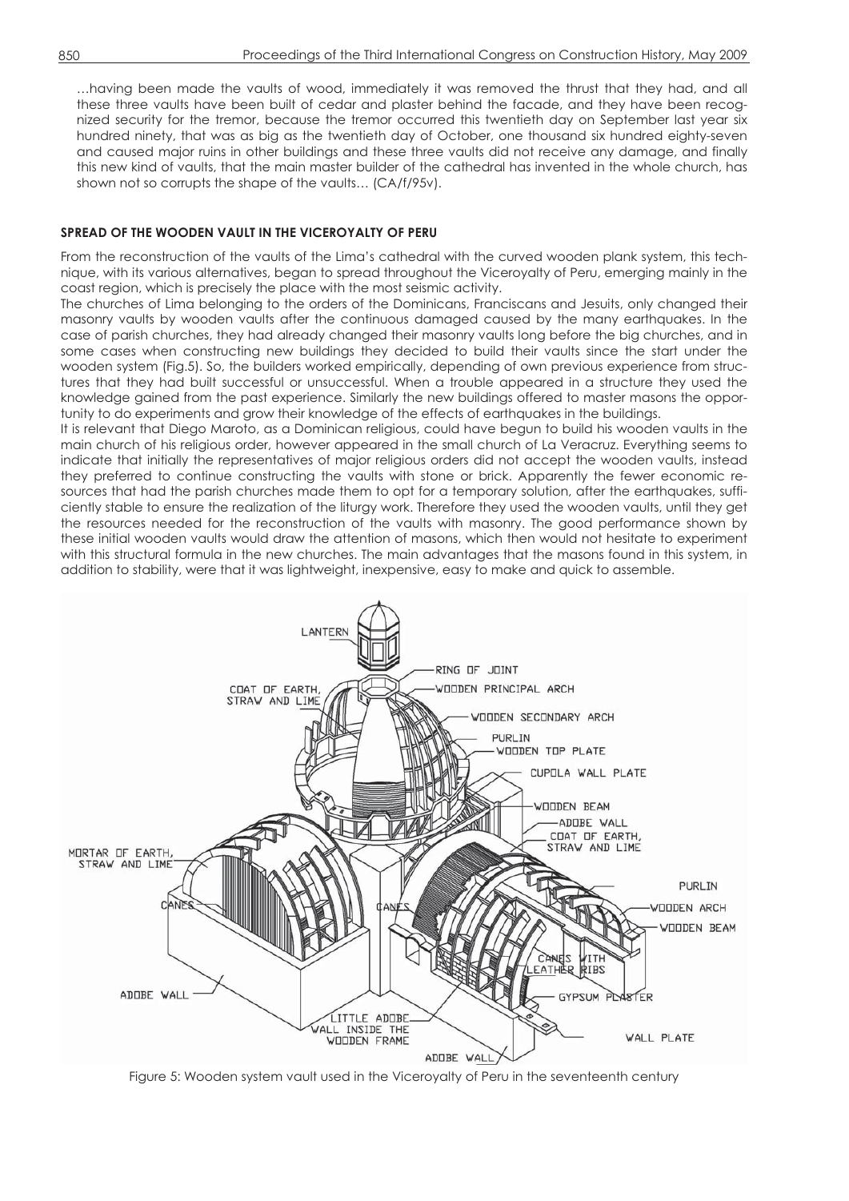…having been made the vaults of wood, immediately it was removed the thrust that they had, and all these three vaults have been built of cedar and plaster behind the facade, and they have been recognized security for the tremor, because the tremor occurred this twentieth day on September last year six hundred ninety, that was as big as the twentieth day of October, one thousand six hundred eighty-seven and caused major ruins in other buildings and these three vaults did not receive any damage, and finally this new kind of vaults, that the main master builder of the cathedral has invented in the whole church, has shown not so corrupts the shape of the vaults… (CA/f/95v).

## SPREAD OF THE WOODEN VAULT IN THE VICEROYALTY OF PERU

From the reconstruction of the vaults of the Lima's cathedral with the curved wooden plank system, this technique, with its various alternatives, began to spread throughout the Viceroyalty of Peru, emerging mainly in the coast region, which is precisely the place with the most seismic activity.

The churches of Lima belonging to the orders of the Dominicans, Franciscans and Jesuits, only changed their masonry vaults by wooden vaults after the continuous damaged caused by the many earthquakes. In the case of parish churches, they had already changed their masonry vaults long before the big churches, and in some cases when constructing new buildings they decided to build their vaults since the start under the wooden system (Fig.5). So, the builders worked empirically, depending of own previous experience from structures that they had built successful or unsuccessful. When a trouble appeared in a structure they used the knowledge gained from the past experience. Similarly the new buildings offered to master masons the opportunity to do experiments and grow their knowledge of the effects of earthquakes in the buildings.

It is relevant that Diego Maroto, as a Dominican religious, could have begun to build his wooden vaults in the main church of his religious order, however appeared in the small church of La Veracruz. Everything seems to indicate that initially the representatives of major religious orders did not accept the wooden vaults, instead they preferred to continue constructing the vaults with stone or brick. Apparently the fewer economic resources that had the parish churches made them to opt for a temporary solution, after the earthquakes, sufficiently stable to ensure the realization of the liturgy work. Therefore they used the wooden vaults, until they get the resources needed for the reconstruction of the vaults with masonry. The good performance shown by these initial wooden vaults would draw the attention of masons, which then would not hesitate to experiment with this structural formula in the new churches. The main advantages that the masons found in this system, in addition to stability, were that it was lightweight, inexpensive, easy to make and quick to assemble.

Figure 5: Wooden system vault used in the Viceroyalty of Peru in the seventeenth century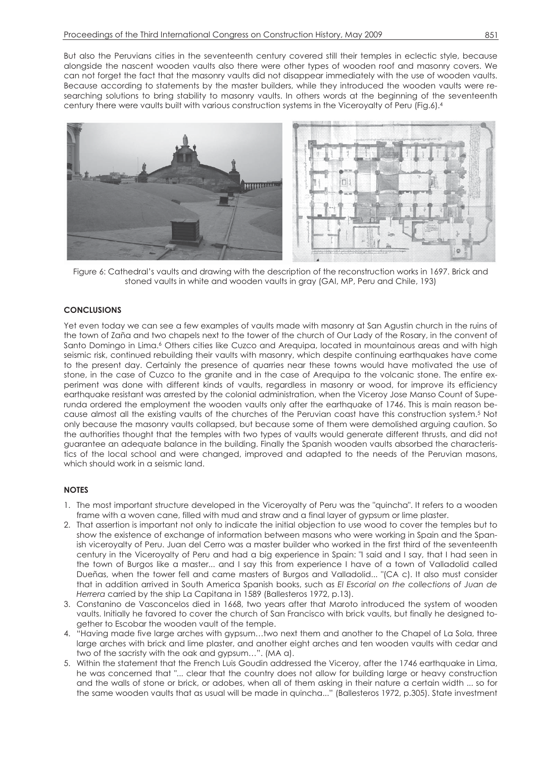But also the Peruvians cities in the seventeenth century covered still their temples in eclectic style, because alongside the nascent wooden vaults also there were other types of wooden roof and masonry covers. We can not forget the fact that the masonry vaults did not disappear immediately with the use of wooden vaults. Because according to statements by the master builders, while they introduced the wooden vaults were researching solutions to bring stability to masonry vaults. In others words at the beginning of the seventeenth century there were vaults built with various construction systems in the Viceroyalty of Peru (Fig.6).[4]

Figure 6: Cathedral's vaults and drawing with the description of the reconstruction works in 1697. Brick and stoned vaults in white and wooden vaults in gray (GAI, MP, Peru and Chile, 193)

## CONCLUSIONS

Yet even today we can see a few examples of vaults made with masonry at San Agustin church in the ruins of the town of Zaña and two chapels next to the tower of the church of Our Lady of the Rosary, in the convent of Santo Domingo in Lima.[6] Others cities like Cuzco and Arequipa, located in mountainous areas and with high seismic risk, continued rebuilding their vaults with masonry, which despite continuing earthquakes have come to the present day. Certainly the presence of quarries near these towns would have motivated the use of stone, in the case of Cuzco to the granite and in the case of Arequipa to the volcanic stone. The entire experiment was done with different kinds of vaults, regardless in masonry or wood, for improve its efficiency earthquake resistant was arrested by the colonial administration, when the Viceroy Jose Manso Count of Superunda ordered the employment the wooden vaults only after the earthquake of 1746. This is main reason because almost all the existing vaults of the churches of the Peruvian coast have this construction system.[5] Not only because the masonry vaults collapsed, but because some of them were demolished arguing caution. So the authorities thought that the temples with two types of vaults would generate different thrusts, and did not guarantee an adequate balance in the building. Finally the Spanish wooden vaults absorbed the characteristics of the local school and were changed, improved and adapted to the needs of the Peruvian masons, which should work in a seismic land.

## NOTES

1. The most important structure developed in the Viceroyalty of Peru was the "quincha". It refers to a wooden frame with a woven cane, filled with mud and straw and a final layer of gypsum or lime plaster.
2. That assertion is important not only to indicate the initial objection to use wood to cover the temples but to show the existence of exchange of information between masons who were working in Spain and the Spanish viceroyalty of Peru. Juan del Cerro was a master builder who worked in the first third of the seventeenth century in the Viceroyalty of Peru and had a big experience in Spain: "I said and I say, that I had seen in the town of Burgos like a master... and I say this from experience I have of a town of Valladolid called Dueñas, when the tower fell and came masters of Burgos and Valladolid... "(CA c). It also must consider that in addition arrived in South America Spanish books, such as *El Escorial on the collections of Juan de Herrera* carried by the ship La Capitana in 1589 (Ballesteros 1972, p.13).
3. Constanino de Vasconcelos died in 1668, two years after that Maroto introduced the system of wooden vaults. Initially he favored to cover the church of San Francisco with brick vaults, but finally he designed together to Escobar the wooden vault of the temple.
4. "Having made five large arches with gypsum…two next them and another to the Chapel of La Sola, three large arches with brick and lime plaster, and another eight arches and ten wooden vaults with cedar and two of the sacristy with the oak and gypsum…". (MA a).
5. Within the statement that the French Luis Goudin addressed the Viceroy, after the 1746 earthquake in Lima, he was concerned that "... clear that the country does not allow for building large or heavy construction and the walls of stone or brick, or adobes, when all of them asking in their nature a certain width ... so for the same wooden vaults that as usual will be made in quincha..." (Ballesteros 1972, p.305). State investment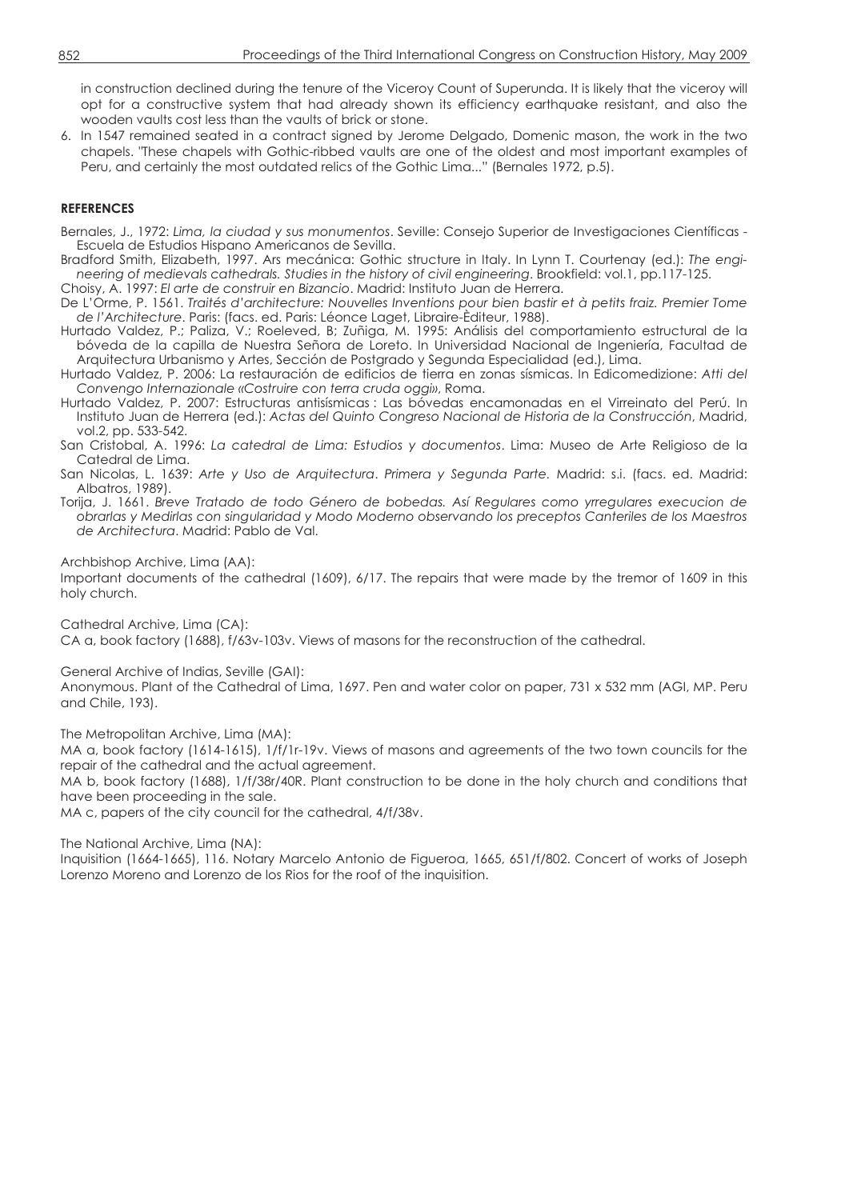in construction declined during the tenure of the Viceroy Count of Superunda. It is likely that the viceroy will opt for a constructive system that had already shown its efficiency earthquake resistant, and also the wooden vaults cost less than the vaults of brick or stone.

6. In 1547 remained seated in a contract signed by Jerome Delgado, Domenic mason, the work in the two chapels. "These chapels with Gothic-ribbed vaults are one of the oldest and most important examples of Peru, and certainly the most outdated relics of the Gothic Lima..." (Bernales 1972, p.5).

## REFERENCES

Bernales, J., 1972: *Lima, la ciudad y sus monumentos*. Seville: Consejo Superior de Investigaciones Científicas - Escuela de Estudios Hispano Americanos de Sevilla.

Bradford Smith, Elizabeth, 1997. Ars mecánica: Gothic structure in Italy. In Lynn T. Courtenay (ed.): *The engineering of medievals cathedrals. Studies in the history of civil engineering*. Brookfield: vol.1, pp.117-125.

Choisy, A. 1997: *El arte de construir en Bizancio*. Madrid: Instituto Juan de Herrera.

De L'Orme, P. 1561. *Traités d'architecture: Nouvelles Inventions pour bien bastir et à petits fraiz. Premier Tome de l'Architecture*. Paris: (facs. ed. Paris: Léonce Laget, Libraire-Èditeur, 1988).

Hurtado Valdez, P.; Paliza, V.; Roeleved, B; Zuñiga, M. 1995: Análisis del comportamiento estructural de la bóveda de la capilla de Nuestra Señora de Loreto. In Universidad Nacional de Ingeniería, Facultad de Arquitectura Urbanismo y Artes, Sección de Postgrado y Segunda Especialidad (ed.), Lima.

Hurtado Valdez, P. 2006: La restauración de edificios de tierra en zonas sísmicas. In Edicomedizione: *Atti del Convengo Internazionale «Costruire con terra cruda oggi»*, Roma.

Hurtado Valdez, P. 2007: Estructuras antisísmicas : Las bóvedas encamonadas en el Virreinato del Perú. In Instituto Juan de Herrera (ed.): *Actas del Quinto Congreso Nacional de Historia de la Construcción*, Madrid, vol.2, pp. 533-542.

San Cristobal, A. 1996: *La catedral de Lima: Estudios y documentos*. Lima: Museo de Arte Religioso de la Catedral de Lima.

San Nicolas, L. 1639: *Arte y Uso de Arquitectura*. *Primera y Segunda Parte.* Madrid: s.i. (facs. ed. Madrid: Albatros, 1989).

Torija, J. 1661. *Breve Tratado de todo Género de bobedas. Así Regulares como yrregulares execucion de obrarlas y Medirlas con singularidad y Modo Moderno observando los preceptos Canteriles de los Maestros de Architectura*. Madrid: Pablo de Val.

Archbishop Archive, Lima (AA):

Important documents of the cathedral (1609), 6/17. The repairs that were made by the tremor of 1609 in this holy church.

Cathedral Archive, Lima (CA):

CA a, book factory (1688), f/63v-103v. Views of masons for the reconstruction of the cathedral.

General Archive of Indias, Seville (GAI):

Anonymous. Plant of the Cathedral of Lima, 1697. Pen and water color on paper, 731 x 532 mm (AGI, MP. Peru and Chile, 193).

The Metropolitan Archive, Lima (MA):

MA a, book factory (1614-1615), 1/f/1r-19v. Views of masons and agreements of the two town councils for the repair of the cathedral and the actual agreement.

MA b, book factory (1688), 1/f/38r/40R. Plant construction to be done in the holy church and conditions that have been proceeding in the sale.

MA c, papers of the city council for the cathedral, 4/f/38v.

The National Archive, Lima (NA):

Inquisition (1664-1665), 116. Notary Marcelo Antonio de Figueroa, 1665, 651/f/802. Concert of works of Joseph Lorenzo Moreno and Lorenzo de los Rios for the roof of the inquisition.